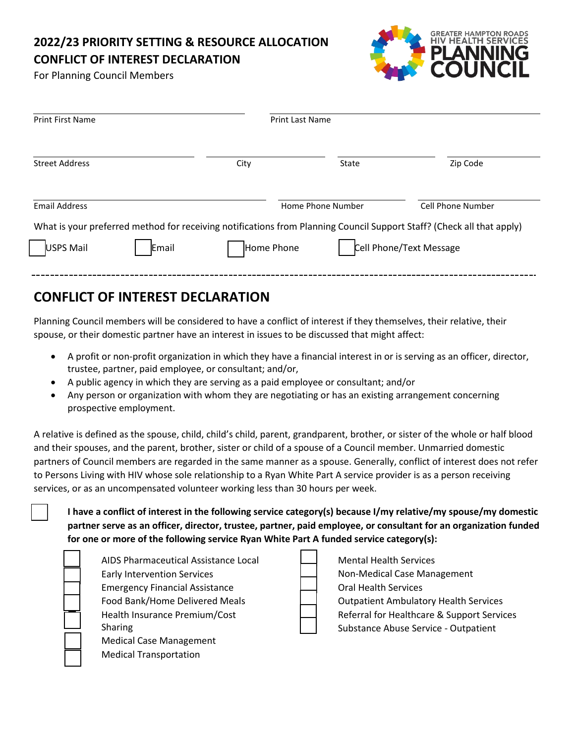## 2022/23 PRIORITY SETTING & RESOURCE ALLOCATION CONFLICT OF INTEREST DECLARATION

For Planning Council Members

GREATER HAMPTON ROADS HIV HEALTH SERVICES PLANNING COUNCIL

Print First Name ______________________ Print Last Name ______________________

Street Address ______________________ City ______________ State ______________ Zip Code ______________

Email Address ______________________ Home Phone Number ______________ Cell Phone Number ______________

What is your preferred method for receiving notifications from Planning Council Support Staff? (Check all that apply)

☐ USPS Mail ☐ Email ☐ Home Phone ☐ Cell Phone/Text Message

---

## CONFLICT OF INTEREST DECLARATION

Planning Council members will be considered to have a conflict of interest if they themselves, their relative, their spouse, or their domestic partner have an interest in issues to be discussed that might affect:

- A profit or non-profit organization in which they have a financial interest in or is serving as an officer, director, trustee, partner, paid employee, or consultant; and/or,
- A public agency in which they are serving as a paid employee or consultant; and/or
- Any person or organization with whom they are negotiating or has an existing arrangement concerning prospective employment.

A relative is defined as the spouse, child, child's child, parent, grandparent, brother, or sister of the whole or half blood and their spouses, and the parent, brother, sister or child of a spouse of a Council member. Unmarried domestic partners of Council members are regarded in the same manner as a spouse. Generally, conflict of interest does not refer to Persons Living with HIV whose sole relationship to a Ryan White Part A service provider is as a person receiving services, or as an uncompensated volunteer working less than 30 hours per week.

☐ **I have a conflict of interest in the following service category(s) because I/my relative/my spouse/my domestic partner serve as an officer, director, trustee, partner, paid employee, or consultant for an organization funded for one or more of the following service Ryan White Part A funded service category(s):**

- ☐ AIDS Pharmaceutical Assistance Local
- ☐ Early Intervention Services
- ☐ Emergency Financial Assistance
- ☐ Food Bank/Home Delivered Meals
- ☐ Health Insurance Premium/Cost Sharing
- ☐ Medical Case Management
- ☐ Medical Transportation
- ☐ Mental Health Services
- ☐ Non-Medical Case Management
- ☐ Oral Health Services
- ☐ Outpatient Ambulatory Health Services
- ☐ Referral for Healthcare & Support Services
- ☐ Substance Abuse Service - Outpatient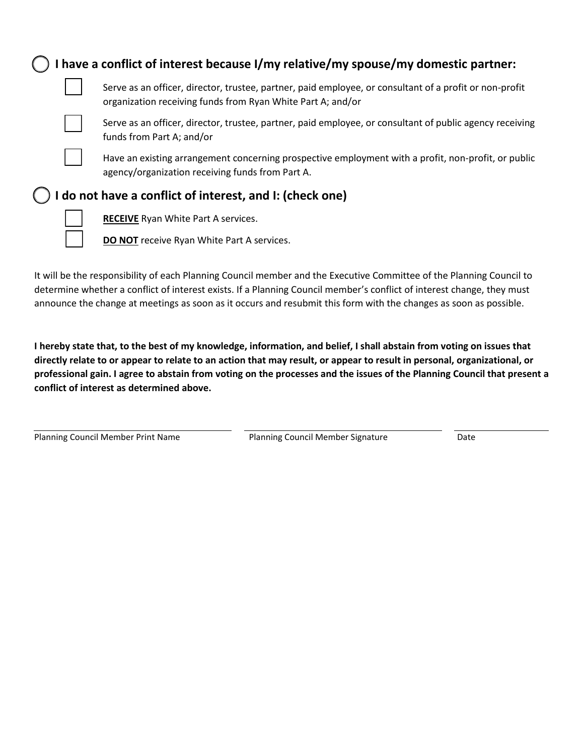◯ **I have a conflict of interest because I/my relative/my spouse/my domestic partner:**

- ☐ Serve as an officer, director, trustee, partner, paid employee, or consultant of a profit or non-profit organization receiving funds from Ryan White Part A; and/or
- ☐ Serve as an officer, director, trustee, partner, paid employee, or consultant of public agency receiving funds from Part A; and/or
- ☐ Have an existing arrangement concerning prospective employment with a profit, non-profit, or public agency/organization receiving funds from Part A.

◯ **I do not have a conflict of interest, and I: (check one)**

- ☐ **RECEIVE** Ryan White Part A services.
- ☐ **DO NOT** receive Ryan White Part A services.

It will be the responsibility of each Planning Council member and the Executive Committee of the Planning Council to determine whether a conflict of interest exists. If a Planning Council member's conflict of interest change, they must announce the change at meetings as soon as it occurs and resubmit this form with the changes as soon as possible.

**I hereby state that, to the best of my knowledge, information, and belief, I shall abstain from voting on issues that directly relate to or appear to relate to an action that may result, or appear to result in personal, organizational, or professional gain. I agree to abstain from voting on the processes and the issues of the Planning Council that present a conflict of interest as determined above.**

| | | |
|---|---|---|
| Planning Council Member Print Name | Planning Council Member Signature | Date |